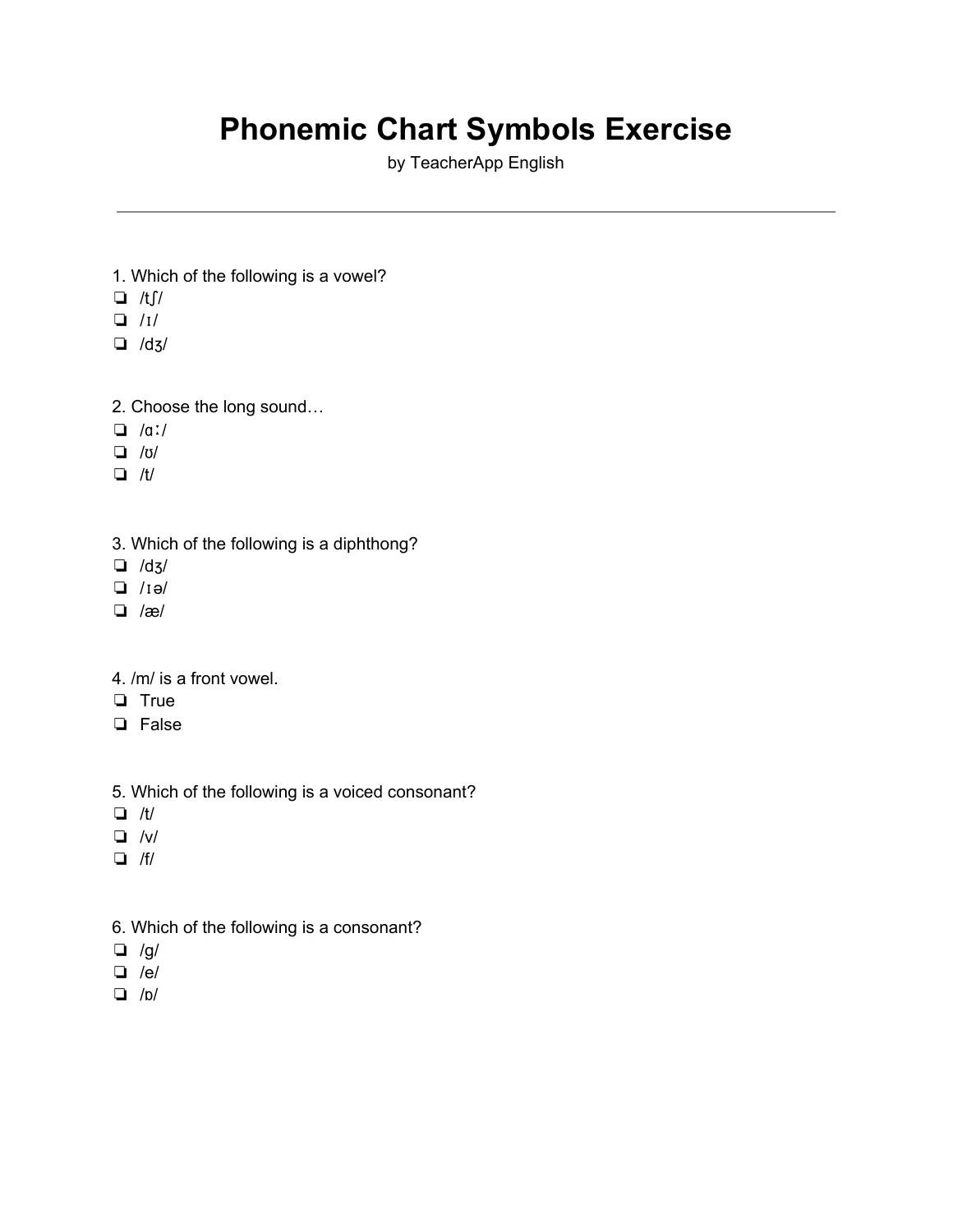# Phonemic Chart Symbols Exercise

by TeacherApp English

---

1. Which of the following is a vowel?
- ❏ /tʃ/
- ❏ /ɪ/
- ❏ /dʒ/

2. Choose the long sound…
- ❏ /ɑː/
- ❏ /ʊ/
- ❏ /t/

3. Which of the following is a diphthong?
- ❏ /dʒ/
- ❏ /ɪə/
- ❏ /æ/

4. /m/ is a front vowel.
- ❏ True
- ❏ False

5. Which of the following is a voiced consonant?
- ❏ /t/
- ❏ /v/
- ❏ /f/

6. Which of the following is a consonant?
- ❏ /g/
- ❏ /e/
- ❏ /ɒ/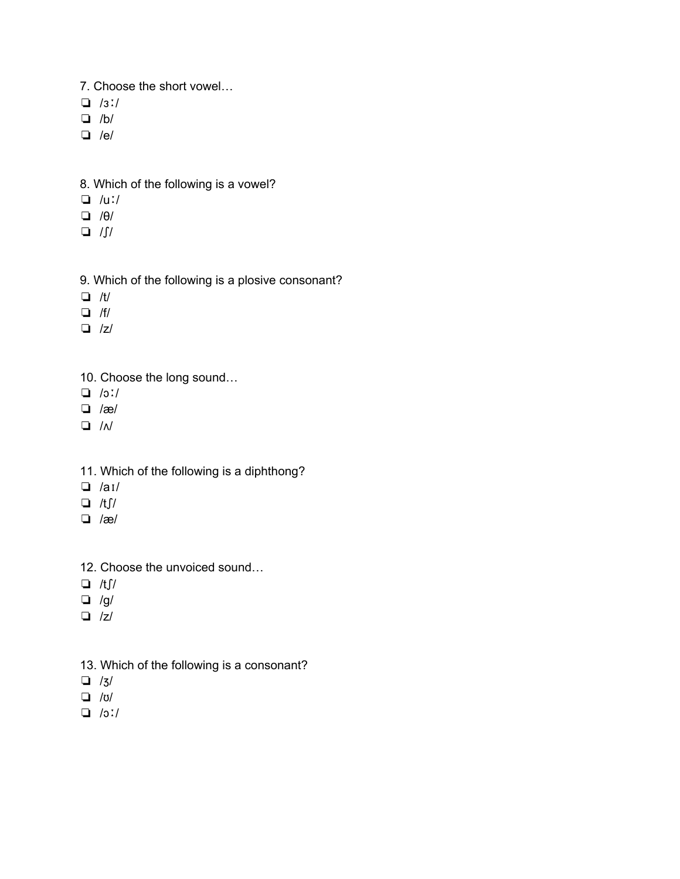7. Choose the short vowel…

❏ /ɜː/
❏ /b/
❏ /e/

8. Which of the following is a vowel?

❏ /uː/
❏ /θ/
❏ /ʃ/

9. Which of the following is a plosive consonant?

❏ /t/
❏ /f/
❏ /z/

10. Choose the long sound…

❏ /ɔː/
❏ /æ/
❏ /ʌ/

11. Which of the following is a diphthong?

❏ /aɪ/
❏ /tʃ/
❏ /æ/

12. Choose the unvoiced sound…

❏ /tʃ/
❏ /g/
❏ /z/

13. Which of the following is a consonant?

❏ /ʒ/
❏ /ʊ/
❏ /ɔː/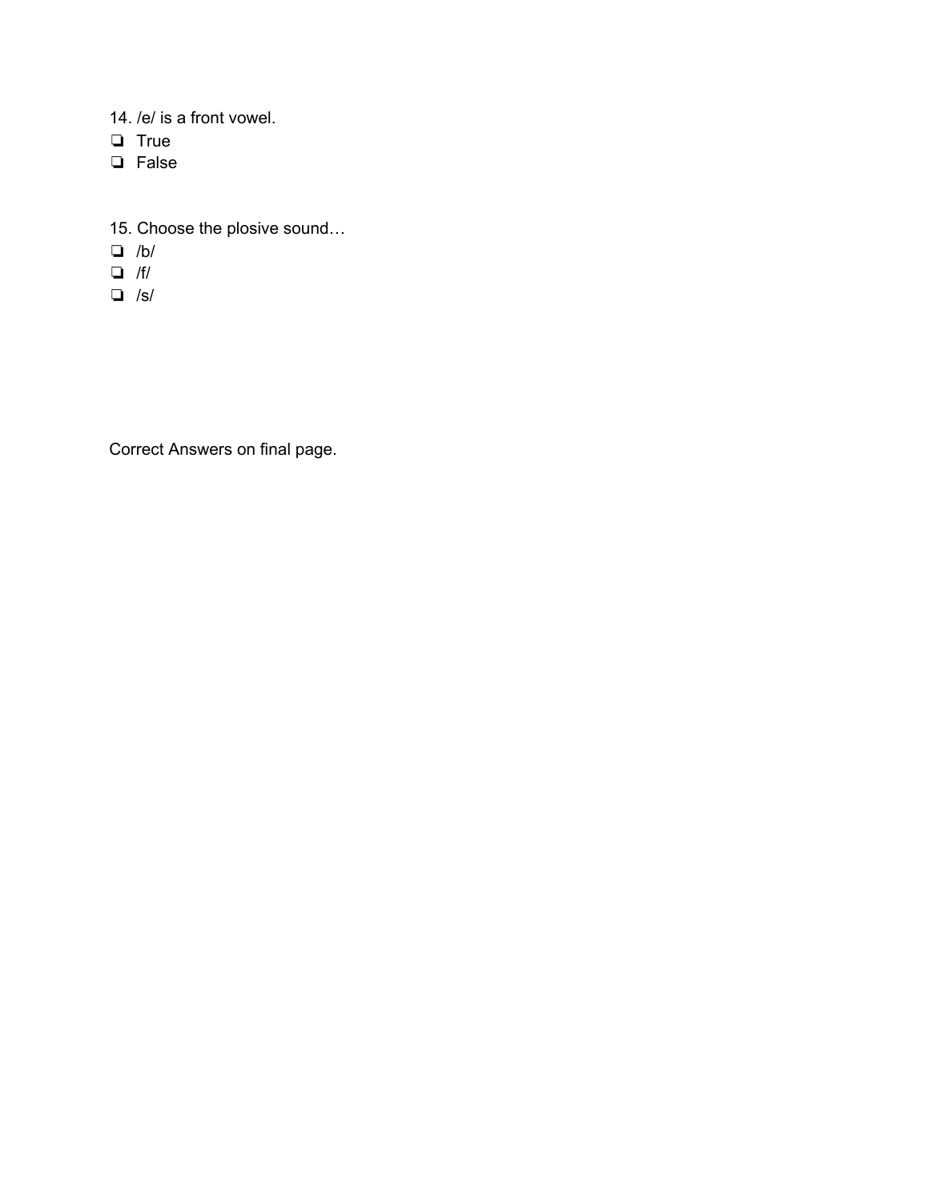14. /e/ is a front vowel.

- ❏ True
- ❏ False

15. Choose the plosive sound…

- ❏ /b/
- ❏ /f/
- ❏ /s/

Correct Answers on final page.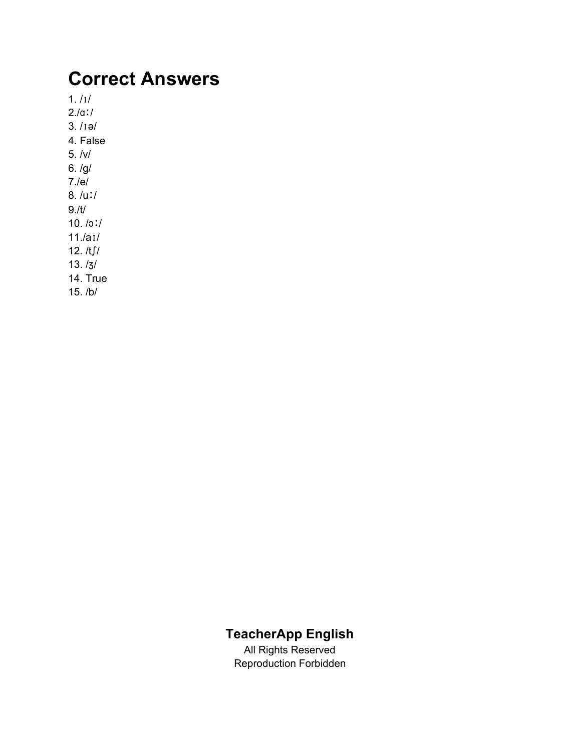# Correct Answers

1. /ɪ/
2. /ɑː/
3. /ɪə/
4. False
5. /v/
6. /g/
7. /e/
8. /uː/
9. /t/
10. /ɔː/
11. /aɪ/
12. /tʃ/
13. /ʒ/
14. True
15. /b/

**TeacherApp English**

All Rights Reserved

Reproduction Forbidden